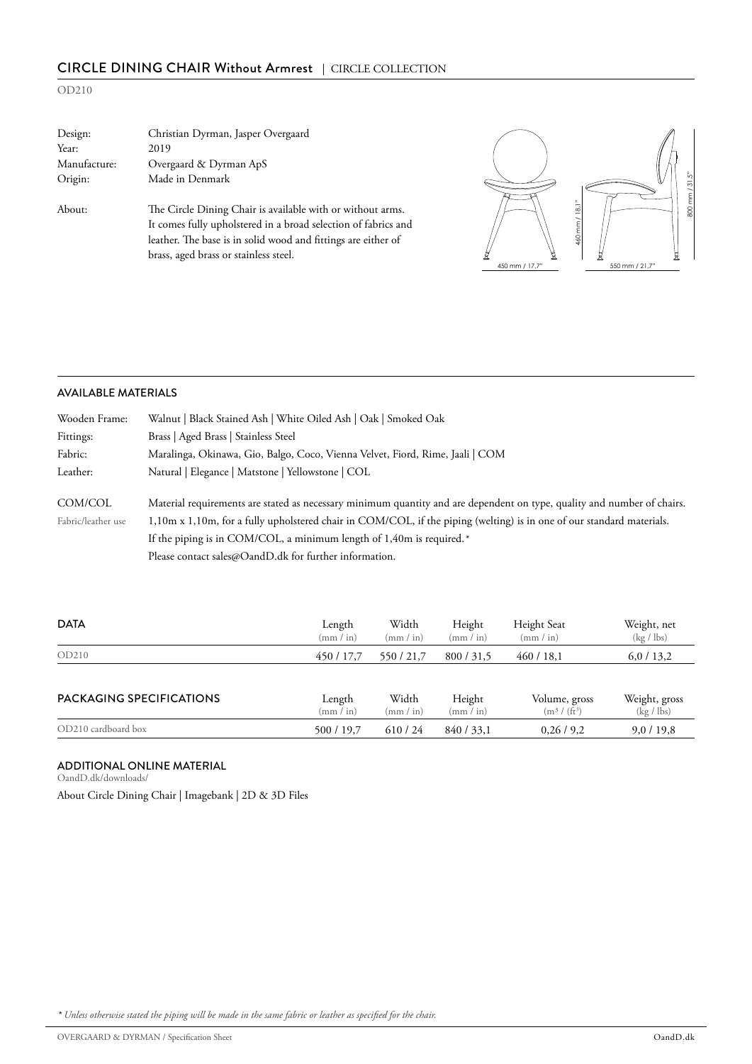## CIRCLE DINING CHAIR Without Armrest | CIRCLE COLLECTION

OD210

| | |
|---|---|
| Design: | Christian Dyrman, Jasper Overgaard |
| Year: | 2019 |
| Manufacture: | Overgaard & Dyrman ApS |
| Origin: | Made in Denmark |
| About: | The Circle Dining Chair is available with or without arms. It comes fully upholstered in a broad selection of fabrics and leather. The base is in solid wood and fittings are either of brass, aged brass or stainless steel. |

450 mm / 17,7" | 460 mm / 18,1" | 550 mm / 21,7" | 800 mm / 31,5"

### AVAILABLE MATERIALS

| | |
|---|---|
| Wooden Frame: | Walnut \| Black Stained Ash \| White Oiled Ash \| Oak \| Smoked Oak |
| Fittings: | Brass \| Aged Brass \| Stainless Steel |
| Fabric: | Maralinga, Okinawa, Gio, Balgo, Coco, Vienna Velvet, Fiord, Rime, Jaali \| COM |
| Leather: | Natural \| Elegance \| Matstone \| Yellowstone \| COL |

COM/COL
Fabric/leather use

Material requirements are stated as necessary minimum quantity and are dependent on type, quality and number of chairs.
1,10m x 1,10m, for a fully upholstered chair in COM/COL, if the piping (welting) is in one of our standard materials.
If the piping is in COM/COL, a minimum length of 1,40m is required.*
Please contact sales@OandD.dk for further information.

| DATA | Length (mm / in) | Width (mm / in) | Height (mm / in) | Height Seat (mm / in) | Weight, net (kg / lbs) |
|---|---|---|---|---|---|
| OD210 | 450 / 17,7 | 550 / 21,7 | 800 / 31,5 | 460 / 18,1 | 6,0 / 13,2 |

| PACKAGING SPECIFICATIONS | Length (mm / in) | Width (mm / in) | Height (mm / in) | Volume, gross ($m^3$ / ($ft^3$) | Weight, gross (kg / lbs) |
|---|---|---|---|---|---|
| OD210 cardboard box | 500 / 19,7 | 610 / 24 | 840 / 33,1 | 0,26 / 9,2 | 9,0 / 19,8 |

### ADDITIONAL ONLINE MATERIAL

OandD.dk/downloads/

About Circle Dining Chair | Imagebank | 2D & 3D Files

*\* Unless otherwise stated the piping will be made in the same fabric or leather as specified for the chair.*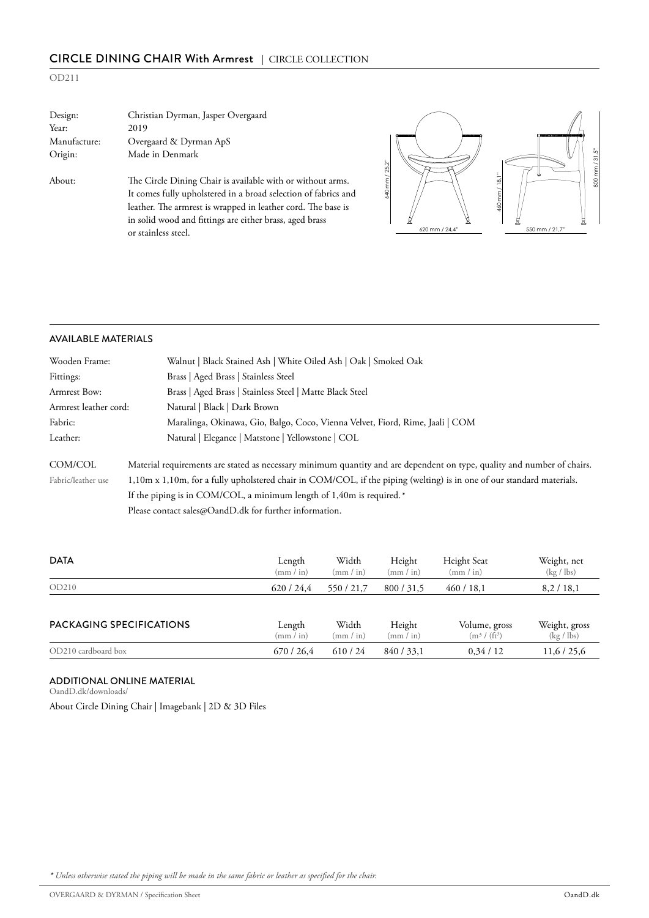## CIRCLE DINING CHAIR With Armrest | CIRCLE COLLECTION

OD211

| | |
|---|---|
| Design: | Christian Dyrman, Jasper Overgaard |
| Year: | 2019 |
| Manufacture: | Overgaard & Dyrman ApS |
| Origin: | Made in Denmark |
| About: | The Circle Dining Chair is available with or without arms. It comes fully upholstered in a broad selection of fabrics and leather. The armrest is wrapped in leather cord. The base is in solid wood and fittings are either brass, aged brass or stainless steel. |

640 mm / 25,2"
620 mm / 24,4"
460 mm / 18,1"
800 mm / 31,5"
550 mm / 21,7"

### AVAILABLE MATERIALS

| | |
|---|---|
| Wooden Frame: | Walnut \| Black Stained Ash \| White Oiled Ash \| Oak \| Smoked Oak |
| Fittings: | Brass \| Aged Brass \| Stainless Steel |
| Armrest Bow: | Brass \| Aged Brass \| Stainless Steel \| Matte Black Steel |
| Armrest leather cord: | Natural \| Black \| Dark Brown |
| Fabric: | Maralinga, Okinawa, Gio, Balgo, Coco, Vienna Velvet, Fiord, Rime, Jaali \| COM |
| Leather: | Natural \| Elegance \| Matstone \| Yellowstone \| COL |

COM/COL
Fabric/leather use

Material requirements are stated as necessary minimum quantity and are dependent on type, quality and number of chairs.
1,10m x 1,10m, for a fully upholstered chair in COM/COL, if the piping (welting) is in one of our standard materials.
If the piping is in COM/COL, a minimum length of 1,40m is required.*
Please contact sales@OandD.dk for further information.

| DATA | Length (mm / in) | Width (mm / in) | Height (mm / in) | Height Seat (mm / in) | Weight, net (kg / lbs) |
|---|---|---|---|---|---|
| OD210 | 620 / 24,4 | 550 / 21,7 | 800 / 31,5 | 460 / 18,1 | 8,2 / 18,1 |

| PACKAGING SPECIFICATIONS | Length (mm / in) | Width (mm / in) | Height (mm / in) | Volume, gross ($m^3$ / ($ft^3$) | Weight, gross (kg / lbs) |
|---|---|---|---|---|---|
| OD210 cardboard box | 670 / 26,4 | 610 / 24 | 840 / 33,1 | 0,34 / 12 | 11,6 / 25,6 |

### ADDITIONAL ONLINE MATERIAL

OandD.dk/downloads/

About Circle Dining Chair | Imagebank | 2D & 3D Files

*\* Unless otherwise stated the piping will be made in the same fabric or leather as specified for the chair.*